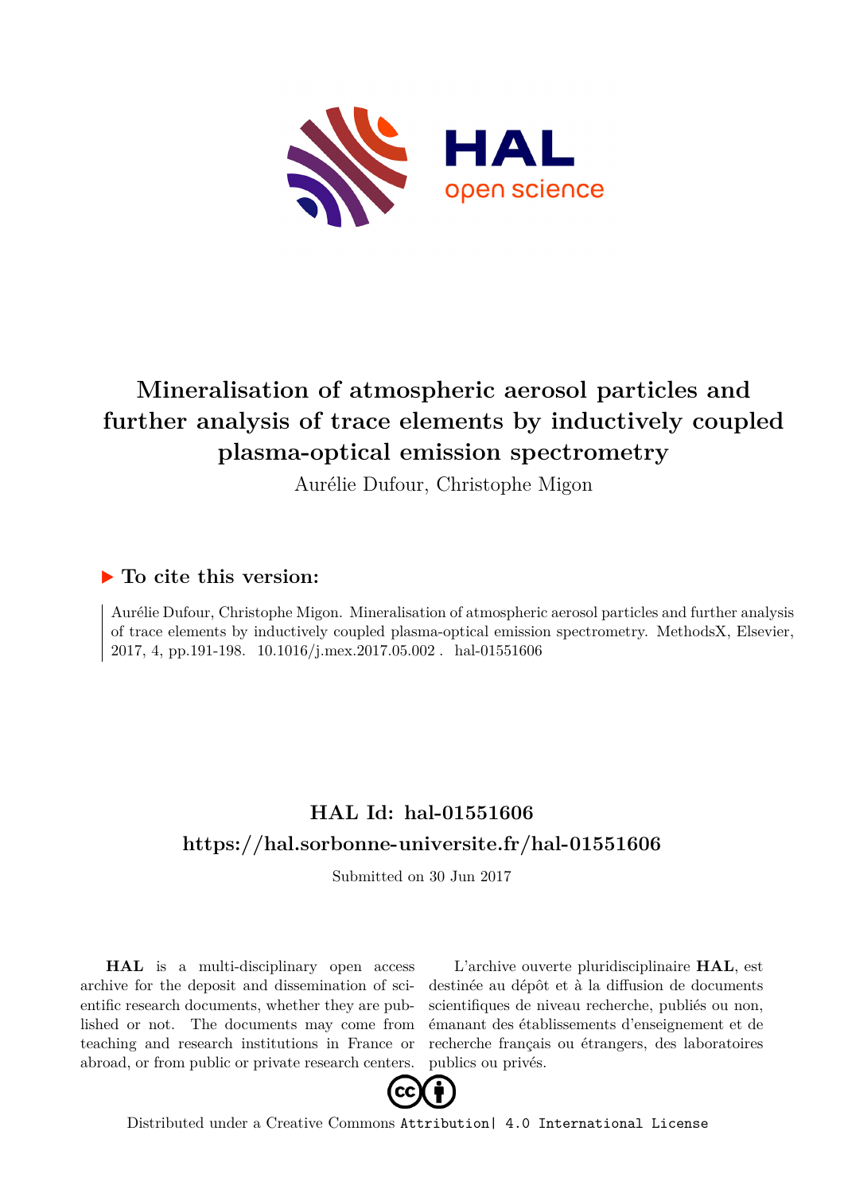# Mineralisation of atmospheric aerosol particles and further analysis of trace elements by inductively coupled plasma-optical emission spectrometry

Aurélie Dufour, Christophe Migon

## ▶ To cite this version:

Aurélie Dufour, Christophe Migon. Mineralisation of atmospheric aerosol particles and further analysis of trace elements by inductively coupled plasma-optical emission spectrometry. MethodsX, Elsevier, 2017, 4, pp.191-198. 10.1016/j.mex.2017.05.002 . hal-01551606

## HAL Id: hal-01551606

## https://hal.sorbonne-universite.fr/hal-01551606

Submitted on 30 Jun 2017

**HAL** is a multi-disciplinary open access archive for the deposit and dissemination of scientific research documents, whether they are published or not. The documents may come from teaching and research institutions in France or abroad, or from public or private research centers.

L'archive ouverte pluridisciplinaire **HAL**, est destinée au dépôt et à la diffusion de documents scientifiques de niveau recherche, publiés ou non, émanant des établissements d'enseignement et de recherche français ou étrangers, des laboratoires publics ou privés.

Distributed under a Creative Commons Attribution| 4.0 International License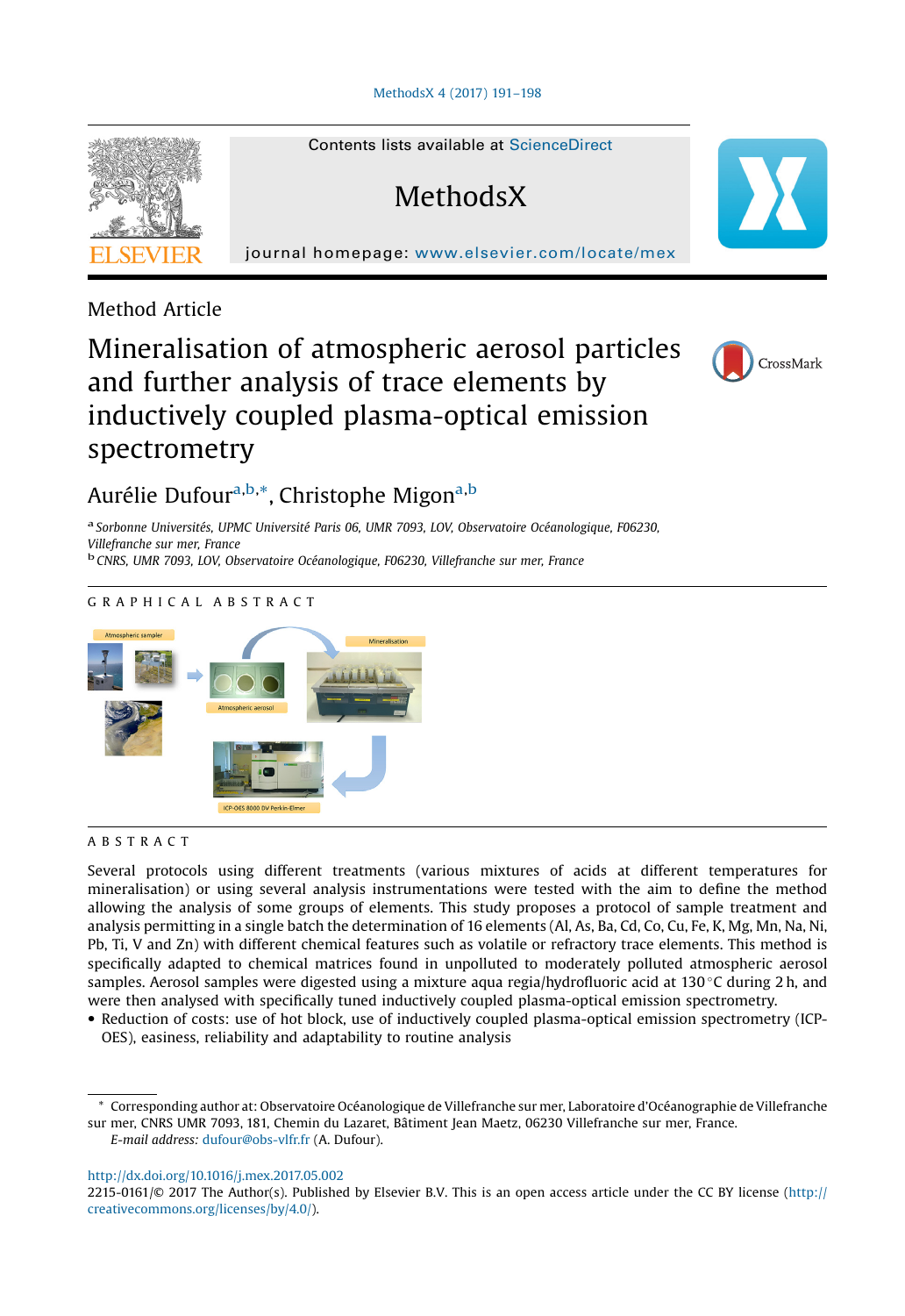Method Article

# Mineralisation of atmospheric aerosol particles and further analysis of trace elements by inductively coupled plasma-optical emission spectrometry

Aurélie Dufour[a,b,*], Christophe Migon[a,b]

[a] Sorbonne Universités, UPMC Université Paris 06, UMR 7093, LOV, Observatoire Océanologique, F06230, Villefranche sur mer, France

[b] CNRS, UMR 7093, LOV, Observatoire Océanologique, F06230, Villefranche sur mer, France

## GRAPHICAL ABSTRACT

## ABSTRACT

Several protocols using different treatments (various mixtures of acids at different temperatures for mineralisation) or using several analysis instrumentations were tested with the aim to define the method allowing the analysis of some groups of elements. This study proposes a protocol of sample treatment and analysis permitting in a single batch the determination of 16 elements (Al, As, Ba, Cd, Co, Cu, Fe, K, Mg, Mn, Na, Ni, Pb, Ti, V and Zn) with different chemical features such as volatile or refractory trace elements. This method is specifically adapted to chemical matrices found in unpolluted to moderately polluted atmospheric aerosol samples. Aerosol samples were digested using a mixture aqua regia/hydrofluoric acid at 130 °C during 2 h, and were then analysed with specifically tuned inductively coupled plasma-optical emission spectrometry.

- Reduction of costs: use of hot block, use of inductively coupled plasma-optical emission spectrometry (ICP-OES), easiness, reliability and adaptability to routine analysis

\* Corresponding author at: Observatoire Océanologique de Villefranche sur mer, Laboratoire d'Océanographie de Villefranche sur mer, CNRS UMR 7093, 181, Chemin du Lazaret, Bâtiment Jean Maetz, 06230 Villefranche sur mer, France.

*E-mail address:* dufour@obs-vlfr.fr (A. Dufour).

http://dx.doi.org/10.1016/j.mex.2017.05.002

2215-0161/© 2017 The Author(s). Published by Elsevier B.V. This is an open access article under the CC BY license (http://creativecommons.org/licenses/by/4.0/).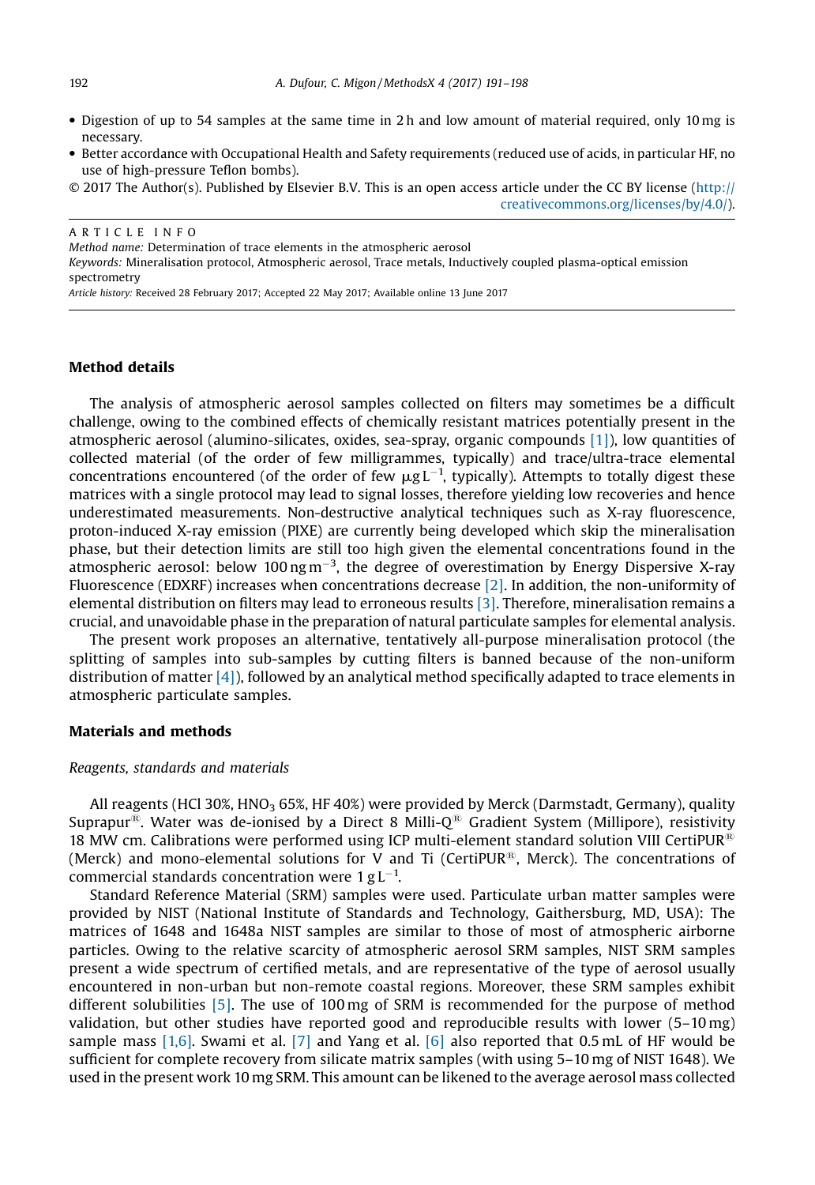- Digestion of up to 54 samples at the same time in 2 h and low amount of material required, only 10 mg is necessary.
- Better accordance with Occupational Health and Safety requirements (reduced use of acids, in particular HF, no use of high-pressure Teflon bombs).

© 2017 The Author(s). Published by Elsevier B.V. This is an open access article under the CC BY license (http://creativecommons.org/licenses/by/4.0/).

ARTICLE INFO

*Method name:* Determination of trace elements in the atmospheric aerosol

*Keywords:* Mineralisation protocol, Atmospheric aerosol, Trace metals, Inductively coupled plasma-optical emission spectrometry

*Article history:* Received 28 February 2017; Accepted 22 May 2017; Available online 13 June 2017

## Method details

The analysis of atmospheric aerosol samples collected on filters may sometimes be a difficult challenge, owing to the combined effects of chemically resistant matrices potentially present in the atmospheric aerosol (alumino-silicates, oxides, sea-spray, organic compounds [1]), low quantities of collected material (of the order of few milligrammes, typically) and trace/ultra-trace elemental concentrations encountered (of the order of few $\mu g\,L^{-1}$, typically). Attempts to totally digest these matrices with a single protocol may lead to signal losses, therefore yielding low recoveries and hence underestimated measurements. Non-destructive analytical techniques such as X-ray fluorescence, proton-induced X-ray emission (PIXE) are currently being developed which skip the mineralisation phase, but their detection limits are still too high given the elemental concentrations found in the atmospheric aerosol: below $100\,ng\,m^{-3}$, the degree of overestimation by Energy Dispersive X-ray Fluorescence (EDXRF) increases when concentrations decrease [2]. In addition, the non-uniformity of elemental distribution on filters may lead to erroneous results [3]. Therefore, mineralisation remains a crucial, and unavoidable phase in the preparation of natural particulate samples for elemental analysis.

The present work proposes an alternative, tentatively all-purpose mineralisation protocol (the splitting of samples into sub-samples by cutting filters is banned because of the non-uniform distribution of matter [4]), followed by an analytical method specifically adapted to trace elements in atmospheric particulate samples.

## Materials and methods

### *Reagents, standards and materials*

All reagents (HCl 30%, $HNO_3$ 65%, HF 40%) were provided by Merck (Darmstadt, Germany), quality Suprapur®. Water was de-ionised by a Direct 8 Milli-Q® Gradient System (Millipore), resistivity 18 MW cm. Calibrations were performed using ICP multi-element standard solution VIII CertiPUR® (Merck) and mono-elemental solutions for V and Ti (CertiPUR®, Merck). The concentrations of commercial standards concentration were $1\,g\,L^{-1}$.

Standard Reference Material (SRM) samples were used. Particulate urban matter samples were provided by NIST (National Institute of Standards and Technology, Gaithersburg, MD, USA): The matrices of 1648 and 1648a NIST samples are similar to those of most of atmospheric airborne particles. Owing to the relative scarcity of atmospheric aerosol SRM samples, NIST SRM samples present a wide spectrum of certified metals, and are representative of the type of aerosol usually encountered in non-urban but non-remote coastal regions. Moreover, these SRM samples exhibit different solubilities [5]. The use of 100 mg of SRM is recommended for the purpose of method validation, but other studies have reported good and reproducible results with lower (5–10 mg) sample mass [1,6]. Swami et al. [7] and Yang et al. [6] also reported that 0.5 mL of HF would be sufficient for complete recovery from silicate matrix samples (with using 5–10 mg of NIST 1648). We used in the present work 10 mg SRM. This amount can be likened to the average aerosol mass collected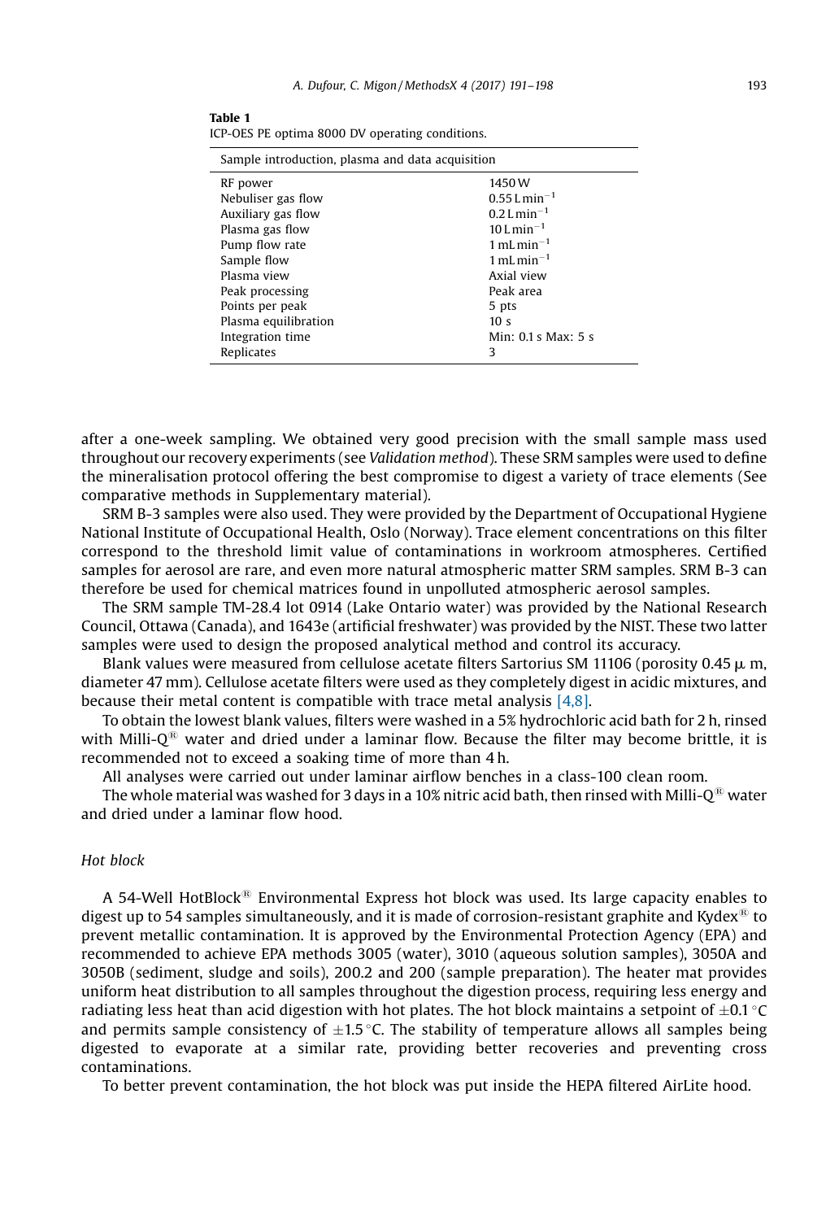**Table 1**
ICP-OES PE optima 8000 DV operating conditions.

| Sample introduction, plasma and data acquisition | |
|---|---|
| RF power | 1450 W |
| Nebuliser gas flow | $0.55 \, L \, min^{-1}$ |
| Auxiliary gas flow | $0.2 \, L \, min^{-1}$ |
| Plasma gas flow | $10 \, L \, min^{-1}$ |
| Pump flow rate | $1 \, mL \, min^{-1}$ |
| Sample flow | $1 \, mL \, min^{-1}$ |
| Plasma view | Axial view |
| Peak processing | Peak area |
| Points per peak | 5 pts |
| Plasma equilibration | 10 s |
| Integration time | Min: 0.1 s Max: 5 s |
| Replicates | 3 |

after a one-week sampling. We obtained very good precision with the small sample mass used throughout our recovery experiments (see *Validation method*). These SRM samples were used to define the mineralisation protocol offering the best compromise to digest a variety of trace elements (See comparative methods in Supplementary material).

SRM B-3 samples were also used. They were provided by the Department of Occupational Hygiene National Institute of Occupational Health, Oslo (Norway). Trace element concentrations on this filter correspond to the threshold limit value of contaminations in workroom atmospheres. Certified samples for aerosol are rare, and even more natural atmospheric matter SRM samples. SRM B-3 can therefore be used for chemical matrices found in unpolluted atmospheric aerosol samples.

The SRM sample TM-28.4 lot 0914 (Lake Ontario water) was provided by the National Research Council, Ottawa (Canada), and 1643e (artificial freshwater) was provided by the NIST. These two latter samples were used to design the proposed analytical method and control its accuracy.

Blank values were measured from cellulose acetate filters Sartorius SM 11106 (porosity 0.45 μ m, diameter 47 mm). Cellulose acetate filters were used as they completely digest in acidic mixtures, and because their metal content is compatible with trace metal analysis [4,8].

To obtain the lowest blank values, filters were washed in a 5% hydrochloric acid bath for 2 h, rinsed with Milli-Q® water and dried under a laminar flow. Because the filter may become brittle, it is recommended not to exceed a soaking time of more than 4 h.

All analyses were carried out under laminar airflow benches in a class-100 clean room.

The whole material was washed for 3 days in a 10% nitric acid bath, then rinsed with Milli-Q® water and dried under a laminar flow hood.

## Hot block

A 54-Well HotBlock® Environmental Express hot block was used. Its large capacity enables to digest up to 54 samples simultaneously, and it is made of corrosion-resistant graphite and Kydex® to prevent metallic contamination. It is approved by the Environmental Protection Agency (EPA) and recommended to achieve EPA methods 3005 (water), 3010 (aqueous solution samples), 3050A and 3050B (sediment, sludge and soils), 200.2 and 200 (sample preparation). The heater mat provides uniform heat distribution to all samples throughout the digestion process, requiring less energy and radiating less heat than acid digestion with hot plates. The hot block maintains a setpoint of $\pm 0.1 \, ^{\circ}C$ and permits sample consistency of $\pm 1.5 \, ^{\circ}C$. The stability of temperature allows all samples being digested to evaporate at a similar rate, providing better recoveries and preventing cross contaminations.

To better prevent contamination, the hot block was put inside the HEPA filtered AirLite hood.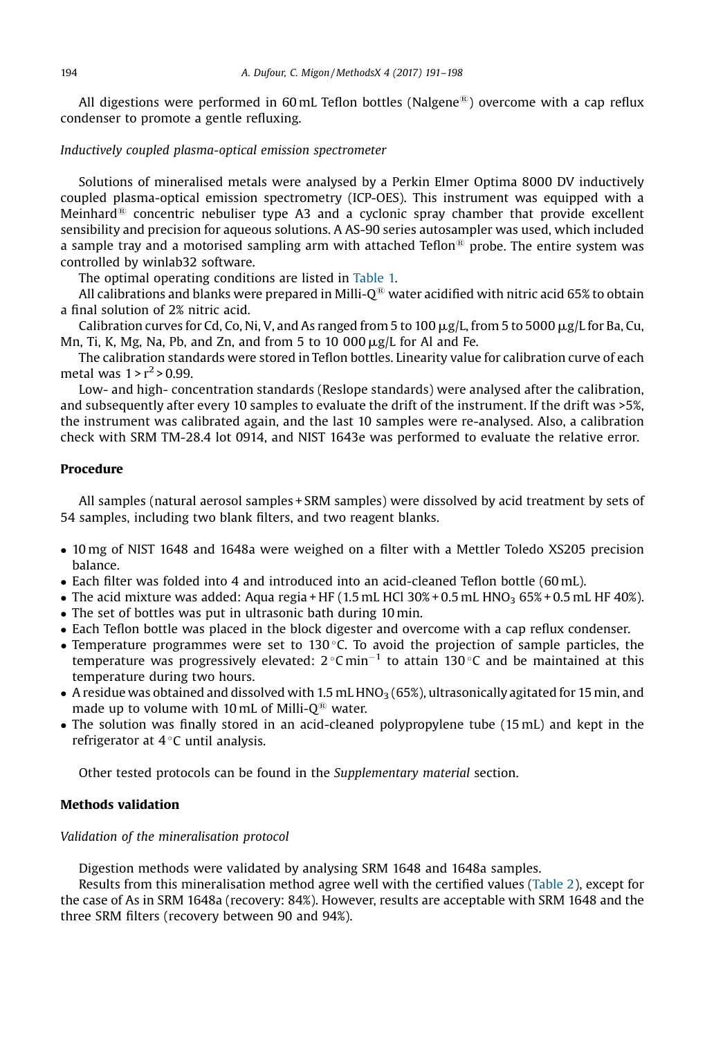All digestions were performed in 60 mL Teflon bottles (Nalgene®) overcome with a cap reflux condenser to promote a gentle refluxing.

*Inductively coupled plasma-optical emission spectrometer*

Solutions of mineralised metals were analysed by a Perkin Elmer Optima 8000 DV inductively coupled plasma-optical emission spectrometry (ICP-OES). This instrument was equipped with a Meinhard® concentric nebuliser type A3 and a cyclonic spray chamber that provide excellent sensibility and precision for aqueous solutions. A AS-90 series autosampler was used, which included a sample tray and a motorised sampling arm with attached Teflon® probe. The entire system was controlled by winlab32 software.

The optimal operating conditions are listed in Table 1.

All calibrations and blanks were prepared in Milli-Q® water acidified with nitric acid 65% to obtain a final solution of 2% nitric acid.

Calibration curves for Cd, Co, Ni, V, and As ranged from 5 to 100 μg/L, from 5 to 5000 μg/L for Ba, Cu, Mn, Ti, K, Mg, Na, Pb, and Zn, and from 5 to 10 000 μg/L for Al and Fe.

The calibration standards were stored in Teflon bottles. Linearity value for calibration curve of each metal was $1 > r^2 > 0.99$.

Low- and high- concentration standards (Reslope standards) were analysed after the calibration, and subsequently after every 10 samples to evaluate the drift of the instrument. If the drift was >5%, the instrument was calibrated again, and the last 10 samples were re-analysed. Also, a calibration check with SRM TM-28.4 lot 0914, and NIST 1643e was performed to evaluate the relative error.

## Procedure

All samples (natural aerosol samples + SRM samples) were dissolved by acid treatment by sets of 54 samples, including two blank filters, and two reagent blanks.

- 10 mg of NIST 1648 and 1648a were weighed on a filter with a Mettler Toledo XS205 precision balance.
- Each filter was folded into 4 and introduced into an acid-cleaned Teflon bottle (60 mL).
- The acid mixture was added: Aqua regia + HF (1.5 mL HCl 30% + 0.5 mL $HNO_3$ 65% + 0.5 mL HF 40%).
- The set of bottles was put in ultrasonic bath during 10 min.
- Each Teflon bottle was placed in the block digester and overcome with a cap reflux condenser.
- Temperature programmes were set to 130 °C. To avoid the projection of sample particles, the temperature was progressively elevated: 2 °C $min^{-1}$ to attain 130 °C and be maintained at this temperature during two hours.
- A residue was obtained and dissolved with 1.5 mL $HNO_3$ (65%), ultrasonically agitated for 15 min, and made up to volume with 10 mL of Milli-Q® water.
- The solution was finally stored in an acid-cleaned polypropylene tube (15 mL) and kept in the refrigerator at 4 °C until analysis.

Other tested protocols can be found in the *Supplementary material* section.

## Methods validation

*Validation of the mineralisation protocol*

Digestion methods were validated by analysing SRM 1648 and 1648a samples.

Results from this mineralisation method agree well with the certified values (Table 2), except for the case of As in SRM 1648a (recovery: 84%). However, results are acceptable with SRM 1648 and the three SRM filters (recovery between 90 and 94%).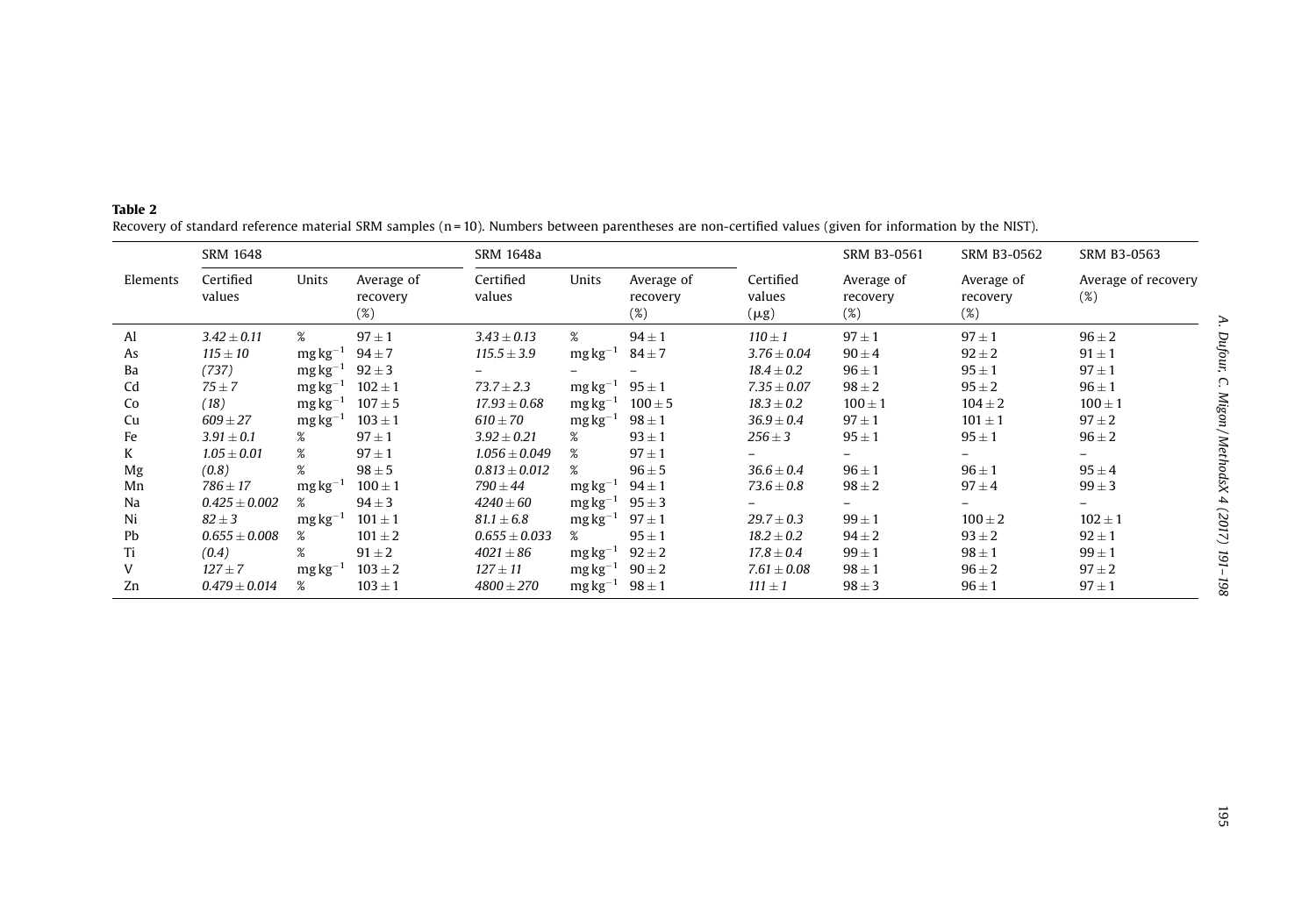**Table 2**
Recovery of standard reference material SRM samples (n = 10). Numbers between parentheses are non-certified values (given for information by the NIST).

| Elements | SRM 1648 | | | SRM 1648a | | | | SRM B3-0561 | SRM B3-0562 | SRM B3-0563 |
|---|---|---|---|---|---|---|---|---|---|---|
| | Certified values | Units | Average of recovery (%) | Certified values | Units | Average of recovery (%) | Certified values (μg) | Average of recovery (%) | Average of recovery (%) | Average of recovery (%) |
| Al | *3.42 ± 0.11* | % | 97 ± 1 | *3.43 ± 0.13* | % | 94 ± 1 | *110 ± 1* | 97 ± 1 | 97 ± 1 | 96 ± 2 |
| As | *115 ± 10* | mg kg$^{-1}$ | 94 ± 7 | *115.5 ± 3.9* | mg kg$^{-1}$ | 84 ± 7 | *3.76 ± 0.04* | 90 ± 4 | 92 ± 2 | 91 ± 1 |
| Ba | *(737)* | mg kg$^{-1}$ | 92 ± 3 | – | – | – | *18.4 ± 0.2* | 96 ± 1 | 95 ± 1 | 97 ± 1 |
| Cd | *75 ± 7* | mg kg$^{-1}$ | 102 ± 1 | *73.7 ± 2.3* | mg kg$^{-1}$ | 95 ± 1 | *7.35 ± 0.07* | 98 ± 2 | 95 ± 2 | 96 ± 1 |
| Co | *(18)* | mg kg$^{-1}$ | 107 ± 5 | *17.93 ± 0.68* | mg kg$^{-1}$ | 100 ± 5 | *18.3 ± 0.2* | 100 ± 1 | 104 ± 2 | 100 ± 1 |
| Cu | *609 ± 27* | mg kg$^{-1}$ | 103 ± 1 | *610 ± 70* | mg kg$^{-1}$ | 98 ± 1 | *36.9 ± 0.4* | 97 ± 1 | 101 ± 1 | 97 ± 2 |
| Fe | *3.91 ± 0.1* | % | 97 ± 1 | *3.92 ± 0.21* | % | 93 ± 1 | *256 ± 3* | 95 ± 1 | 95 ± 1 | 96 ± 2 |
| K | *1.05 ± 0.01* | % | 97 ± 1 | *1.056 ± 0.049* | % | 97 ± 1 | – | – | – | – |
| Mg | *(0.8)* | % | 98 ± 5 | *0.813 ± 0.012* | % | 96 ± 5 | *36.6 ± 0.4* | 96 ± 1 | 96 ± 1 | 95 ± 4 |
| Mn | *786 ± 17* | mg kg$^{-1}$ | 100 ± 1 | *790 ± 44* | mg kg$^{-1}$ | 94 ± 1 | *73.6 ± 0.8* | 98 ± 2 | 97 ± 4 | 99 ± 3 |
| Na | *0.425 ± 0.002* | % | 94 ± 3 | *4240 ± 60* | mg kg$^{-1}$ | 95 ± 3 | – | – | – | – |
| Ni | *82 ± 3* | mg kg$^{-1}$ | 101 ± 1 | *81.1 ± 6.8* | mg kg$^{-1}$ | 97 ± 1 | *29.7 ± 0.3* | 99 ± 1 | 100 ± 2 | 102 ± 1 |
| Pb | *0.655 ± 0.008* | % | 101 ± 2 | *0.655 ± 0.033* | % | 95 ± 1 | *18.2 ± 0.2* | 94 ± 2 | 93 ± 2 | 92 ± 1 |
| Ti | *(0.4)* | % | 91 ± 2 | *4021 ± 86* | mg kg$^{-1}$ | 92 ± 2 | *17.8 ± 0.4* | 99 ± 1 | 98 ± 1 | 99 ± 1 |
| V | *127 ± 7* | mg kg$^{-1}$ | 103 ± 2 | *127 ± 11* | mg kg$^{-1}$ | 90 ± 2 | *7.61 ± 0.08* | 98 ± 1 | 96 ± 2 | 97 ± 2 |
| Zn | *0.479 ± 0.014* | % | 103 ± 1 | *4800 ± 270* | mg kg$^{-1}$ | 98 ± 1 | *111 ± 1* | 98 ± 3 | 96 ± 1 | 97 ± 1 |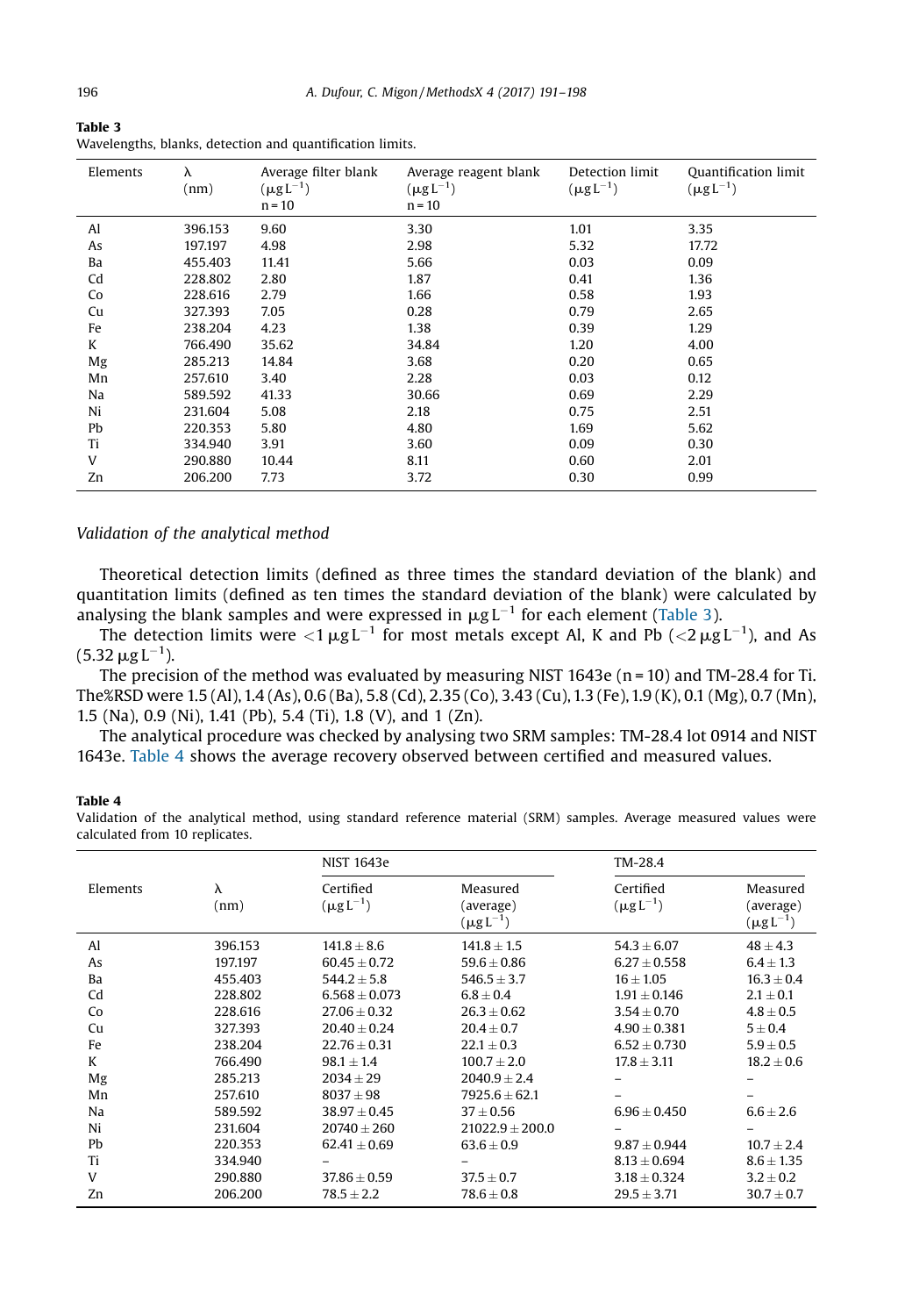**Table 3**
Wavelengths, blanks, detection and quantification limits.

| Elements | λ (nm) | Average filter blank ($\mu g L^{-1}$) n = 10 | Average reagent blank ($\mu g L^{-1}$) n = 10 | Detection limit ($\mu g L^{-1}$) | Quantification limit ($\mu g L^{-1}$) |
|---|---|---|---|---|---|
| Al | 396.153 | 9.60 | 3.30 | 1.01 | 3.35 |
| As | 197.197 | 4.98 | 2.98 | 5.32 | 17.72 |
| Ba | 455.403 | 11.41 | 5.66 | 0.03 | 0.09 |
| Cd | 228.802 | 2.80 | 1.87 | 0.41 | 1.36 |
| Co | 228.616 | 2.79 | 1.66 | 0.58 | 1.93 |
| Cu | 327.393 | 7.05 | 0.28 | 0.79 | 2.65 |
| Fe | 238.204 | 4.23 | 1.38 | 0.39 | 1.29 |
| K | 766.490 | 35.62 | 34.84 | 1.20 | 4.00 |
| Mg | 285.213 | 14.84 | 3.68 | 0.20 | 0.65 |
| Mn | 257.610 | 3.40 | 2.28 | 0.03 | 0.12 |
| Na | 589.592 | 41.33 | 30.66 | 0.69 | 2.29 |
| Ni | 231.604 | 5.08 | 2.18 | 0.75 | 2.51 |
| Pb | 220.353 | 5.80 | 4.80 | 1.69 | 5.62 |
| Ti | 334.940 | 3.91 | 3.60 | 0.09 | 0.30 |
| V | 290.880 | 10.44 | 8.11 | 0.60 | 2.01 |
| Zn | 206.200 | 7.73 | 3.72 | 0.30 | 0.99 |

*Validation of the analytical method*

Theoretical detection limits (defined as three times the standard deviation of the blank) and quantitation limits (defined as ten times the standard deviation of the blank) were calculated by analysing the blank samples and were expressed in $\mu g L^{-1}$ for each element (Table 3).

The detection limits were $<1 \mu g L^{-1}$ for most metals except Al, K and Pb ($<2 \mu g L^{-1}$), and As ($5.32 \mu g L^{-1}$).

The precision of the method was evaluated by measuring NIST 1643e (n = 10) and TM-28.4 for Ti. The%RSD were 1.5 (Al), 1.4 (As), 0.6 (Ba), 5.8 (Cd), 2.35 (Co), 3.43 (Cu), 1.3 (Fe), 1.9 (K), 0.1 (Mg), 0.7 (Mn), 1.5 (Na), 0.9 (Ni), 1.41 (Pb), 5.4 (Ti), 1.8 (V), and 1 (Zn).

The analytical procedure was checked by analysing two SRM samples: TM-28.4 lot 0914 and NIST 1643e. Table 4 shows the average recovery observed between certified and measured values.

**Table 4**
Validation of the analytical method, using standard reference material (SRM) samples. Average measured values were calculated from 10 replicates.

| Elements | λ (nm) | NIST 1643e | | TM-28.4 | |
|---|---|---|---|---|---|
| | | Certified ($\mu g L^{-1}$) | Measured (average) ($\mu g L^{-1}$) | Certified ($\mu g L^{-1}$) | Measured (average) ($\mu g L^{-1}$) |
| Al | 396.153 | 141.8 ± 8.6 | 141.8 ± 1.5 | 54.3 ± 6.07 | 48 ± 4.3 |
| As | 197.197 | 60.45 ± 0.72 | 59.6 ± 0.86 | 6.27 ± 0.558 | 6.4 ± 1.3 |
| Ba | 455.403 | 544.2 ± 5.8 | 546.5 ± 3.7 | 16 ± 1.05 | 16.3 ± 0.4 |
| Cd | 228.802 | 6.568 ± 0.073 | 6.8 ± 0.4 | 1.91 ± 0.146 | 2.1 ± 0.1 |
| Co | 228.616 | 27.06 ± 0.32 | 26.3 ± 0.62 | 3.54 ± 0.70 | 4.8 ± 0.5 |
| Cu | 327.393 | 20.40 ± 0.24 | 20.4 ± 0.7 | 4.90 ± 0.381 | 5 ± 0.4 |
| Fe | 238.204 | 22.76 ± 0.31 | 22.1 ± 0.3 | 6.52 ± 0.730 | 5.9 ± 0.5 |
| K | 766.490 | 98.1 ± 1.4 | 100.7 ± 2.0 | 17.8 ± 3.11 | 18.2 ± 0.6 |
| Mg | 285.213 | 2034 ± 29 | 2040.9 ± 2.4 | – | – |
| Mn | 257.610 | 8037 ± 98 | 7925.6 ± 62.1 | – | – |
| Na | 589.592 | 38.97 ± 0.45 | 37 ± 0.56 | 6.96 ± 0.450 | 6.6 ± 2.6 |
| Ni | 231.604 | 20740 ± 260 | 21022.9 ± 200.0 | – | – |
| Pb | 220.353 | 62.41 ± 0.69 | 63.6 ± 0.9 | 9.87 ± 0.944 | 10.7 ± 2.4 |
| Ti | 334.940 | – | – | 8.13 ± 0.694 | 8.6 ± 1.35 |
| V | 290.880 | 37.86 ± 0.59 | 37.5 ± 0.7 | 3.18 ± 0.324 | 3.2 ± 0.2 |
| Zn | 206.200 | 78.5 ± 2.2 | 78.6 ± 0.8 | 29.5 ± 3.71 | 30.7 ± 0.7 |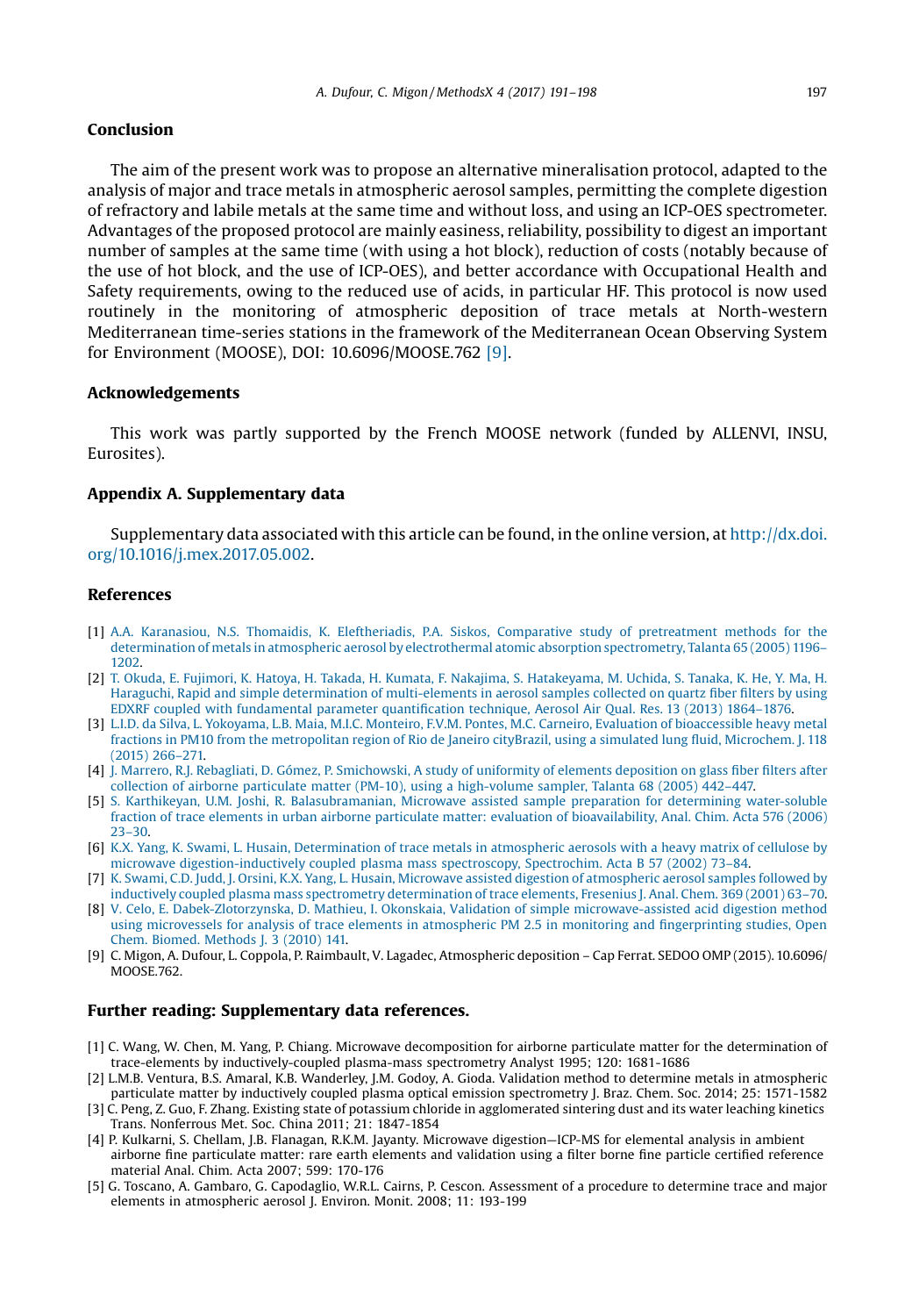## Conclusion

The aim of the present work was to propose an alternative mineralisation protocol, adapted to the analysis of major and trace metals in atmospheric aerosol samples, permitting the complete digestion of refractory and labile metals at the same time and without loss, and using an ICP-OES spectrometer. Advantages of the proposed protocol are mainly easiness, reliability, possibility to digest an important number of samples at the same time (with using a hot block), reduction of costs (notably because of the use of hot block, and the use of ICP-OES), and better accordance with Occupational Health and Safety requirements, owing to the reduced use of acids, in particular HF. This protocol is now used routinely in the monitoring of atmospheric deposition of trace metals at North-western Mediterranean time-series stations in the framework of the Mediterranean Ocean Observing System for Environment (MOOSE), DOI: 10.6096/MOOSE.762 [9].

## Acknowledgements

This work was partly supported by the French MOOSE network (funded by ALLENVI, INSU, Eurosites).

## Appendix A. Supplementary data

Supplementary data associated with this article can be found, in the online version, at http://dx.doi.org/10.1016/j.mex.2017.05.002.

## References

[1] A.A. Karanasiou, N.S. Thomaidis, K. Eleftheriadis, P.A. Siskos, Comparative study of pretreatment methods for the determination of metals in atmospheric aerosol by electrothermal atomic absorption spectrometry, Talanta 65 (2005) 1196–1202.

[2] T. Okuda, E. Fujimori, K. Hatoya, H. Takada, H. Kumata, F. Nakajima, S. Hatakeyama, M. Uchida, S. Tanaka, K. He, Y. Ma, H. Haraguchi, Rapid and simple determination of multi-elements in aerosol samples collected on quartz fiber filters by using EDXRF coupled with fundamental parameter quantification technique, Aerosol Air Qual. Res. 13 (2013) 1864–1876.

[3] L.I.D. da Silva, L. Yokoyama, L.B. Maia, M.I.C. Monteiro, F.V.M. Pontes, M.C. Carneiro, Evaluation of bioaccessible heavy metal fractions in PM10 from the metropolitan region of Rio de Janeiro cityBrazil, using a simulated lung fluid, Microchem. J. 118 (2015) 266–271.

[4] J. Marrero, R.J. Rebagliati, D. Gómez, P. Smichowski, A study of uniformity of elements deposition on glass fiber filters after collection of airborne particulate matter (PM-10), using a high-volume sampler, Talanta 68 (2005) 442–447.

[5] S. Karthikeyan, U.M. Joshi, R. Balasubramanian, Microwave assisted sample preparation for determining water-soluble fraction of trace elements in urban airborne particulate matter: evaluation of bioavailability, Anal. Chim. Acta 576 (2006) 23–30.

[6] K.X. Yang, K. Swami, L. Husain, Determination of trace metals in atmospheric aerosols with a heavy matrix of cellulose by microwave digestion-inductively coupled plasma mass spectroscopy, Spectrochim. Acta B 57 (2002) 73–84.

[7] K. Swami, C.D. Judd, J. Orsini, K.X. Yang, L. Husain, Microwave assisted digestion of atmospheric aerosol samples followed by inductively coupled plasma mass spectrometry determination of trace elements, Fresenius J. Anal. Chem. 369 (2001) 63–70.

[8] V. Celo, E. Dabek-Zlotorzynska, D. Mathieu, I. Okonskaia, Validation of simple microwave-assisted acid digestion method using microvessels for analysis of trace elements in atmospheric PM 2.5 in monitoring and fingerprinting studies, Open Chem. Biomed. Methods J. 3 (2010) 141.

[9] C. Migon, A. Dufour, L. Coppola, P. Raimbault, V. Lagadec, Atmospheric deposition – Cap Ferrat. SEDOO OMP (2015). 10.6096/MOOSE.762.

## Further reading: Supplementary data references.

[1] C. Wang, W. Chen, M. Yang, P. Chiang. Microwave decomposition for airborne particulate matter for the determination of trace-elements by inductively-coupled plasma-mass spectrometry Analyst 1995; 120: 1681-1686

[2] L.M.B. Ventura, B.S. Amaral, K.B. Wanderley, J.M. Godoy, A. Gioda. Validation method to determine metals in atmospheric particulate matter by inductively coupled plasma optical emission spectrometry J. Braz. Chem. Soc. 2014; 25: 1571-1582

[3] C. Peng, Z. Guo, F. Zhang. Existing state of potassium chloride in agglomerated sintering dust and its water leaching kinetics Trans. Nonferrous Met. Soc. China 2011; 21: 1847-1854

[4] P. Kulkarni, S. Chellam, J.B. Flanagan, R.K.M. Jayanty. Microwave digestion—ICP-MS for elemental analysis in ambient airborne fine particulate matter: rare earth elements and validation using a filter borne fine particle certified reference material Anal. Chim. Acta 2007; 599: 170-176

[5] G. Toscano, A. Gambaro, G. Capodaglio, W.R.L. Cairns, P. Cescon. Assessment of a procedure to determine trace and major elements in atmospheric aerosol J. Environ. Monit. 2008; 11: 193-199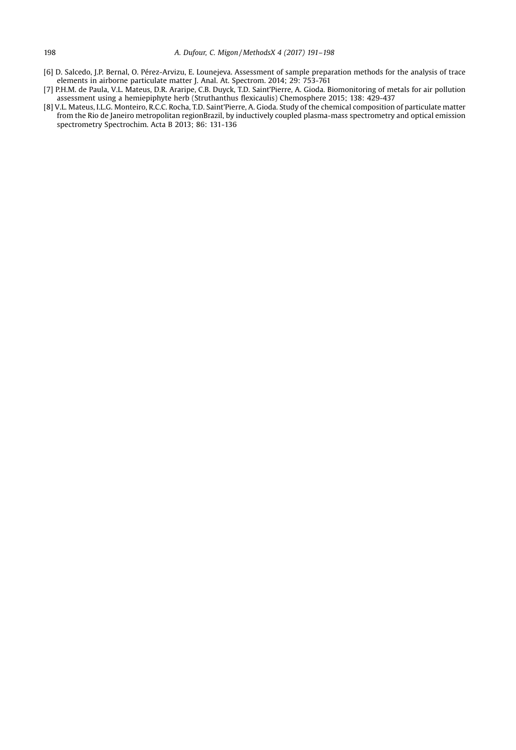[6] D. Salcedo, J.P. Bernal, O. Pérez-Arvizu, E. Lounejeva. Assessment of sample preparation methods for the analysis of trace elements in airborne particulate matter J. Anal. At. Spectrom. 2014; 29: 753-761

[7] P.H.M. de Paula, V.L. Mateus, D.R. Araripe, C.B. Duyck, T.D. Saint'Pierre, A. Gioda. Biomonitoring of metals for air pollution assessment using a hemiepiphyte herb (Struthanthus flexicaulis) Chemosphere 2015; 138: 429-437

[8] V.L. Mateus, I.L.G. Monteiro, R.C.C. Rocha, T.D. Saint'Pierre, A. Gioda. Study of the chemical composition of particulate matter from the Rio de Janeiro metropolitan regionBrazil, by inductively coupled plasma-mass spectrometry and optical emission spectrometry Spectrochim. Acta B 2013; 86: 131-136